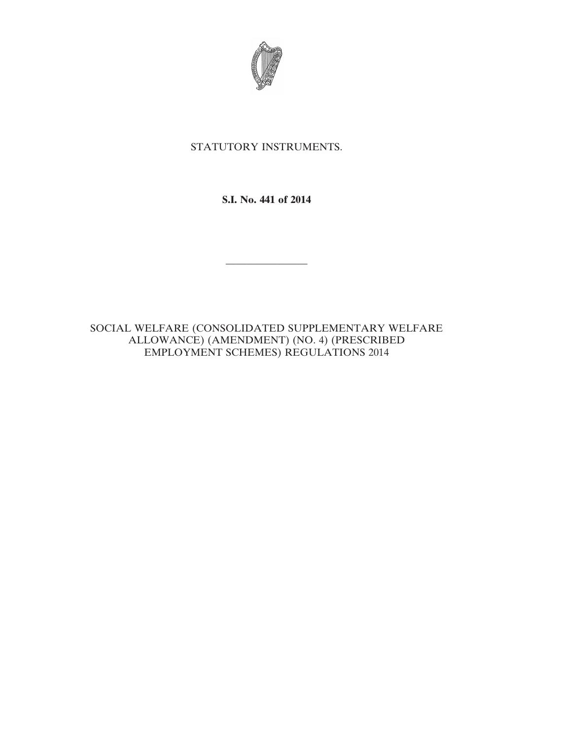STATUTORY INSTRUMENTS.

**S.I. No. 441 of 2014**

---

SOCIAL WELFARE (CONSOLIDATED SUPPLEMENTARY WELFARE ALLOWANCE) (AMENDMENT) (NO. 4) (PRESCRIBED EMPLOYMENT SCHEMES) REGULATIONS 2014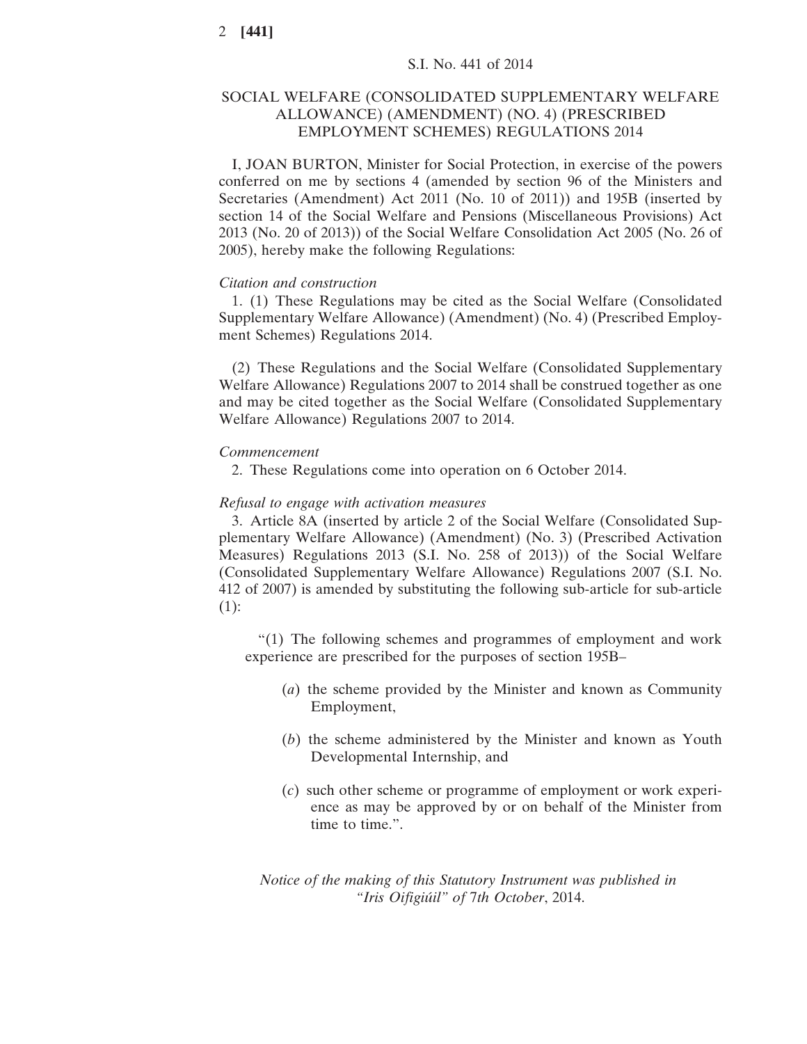S.I. No. 441 of 2014

# SOCIAL WELFARE (CONSOLIDATED SUPPLEMENTARY WELFARE ALLOWANCE) (AMENDMENT) (NO. 4) (PRESCRIBED EMPLOYMENT SCHEMES) REGULATIONS 2014

I, JOAN BURTON, Minister for Social Protection, in exercise of the powers conferred on me by sections 4 (amended by section 96 of the Ministers and Secretaries (Amendment) Act 2011 (No. 10 of 2011)) and 195B (inserted by section 14 of the Social Welfare and Pensions (Miscellaneous Provisions) Act 2013 (No. 20 of 2013)) of the Social Welfare Consolidation Act 2005 (No. 26 of 2005), hereby make the following Regulations:

*Citation and construction*

1. (1) These Regulations may be cited as the Social Welfare (Consolidated Supplementary Welfare Allowance) (Amendment) (No. 4) (Prescribed Employment Schemes) Regulations 2014.

(2) These Regulations and the Social Welfare (Consolidated Supplementary Welfare Allowance) Regulations 2007 to 2014 shall be construed together as one and may be cited together as the Social Welfare (Consolidated Supplementary Welfare Allowance) Regulations 2007 to 2014.

*Commencement*

2. These Regulations come into operation on 6 October 2014.

*Refusal to engage with activation measures*

3. Article 8A (inserted by article 2 of the Social Welfare (Consolidated Supplementary Welfare Allowance) (Amendment) (No. 3) (Prescribed Activation Measures) Regulations 2013 (S.I. No. 258 of 2013)) of the Social Welfare (Consolidated Supplementary Welfare Allowance) Regulations 2007 (S.I. No. 412 of 2007) is amended by substituting the following sub-article for sub-article (1):

> "(1) The following schemes and programmes of employment and work experience are prescribed for the purposes of section 195B–
>
> (*a*) the scheme provided by the Minister and known as Community Employment,
>
> (*b*) the scheme administered by the Minister and known as Youth Developmental Internship, and
>
> (*c*) such other scheme or programme of employment or work experience as may be approved by or on behalf of the Minister from time to time.".

*Notice of the making of this Statutory Instrument was published in "Iris Oifigiúil" of 7th October*, 2014.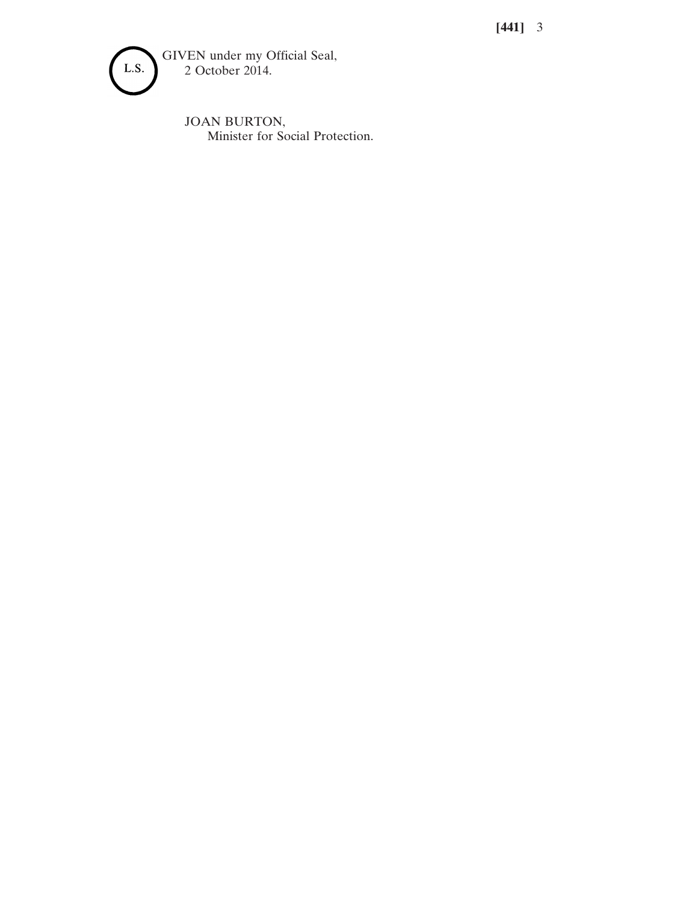L.S.

GIVEN under my Official Seal,
2 October 2014.

JOAN BURTON,
Minister for Social Protection.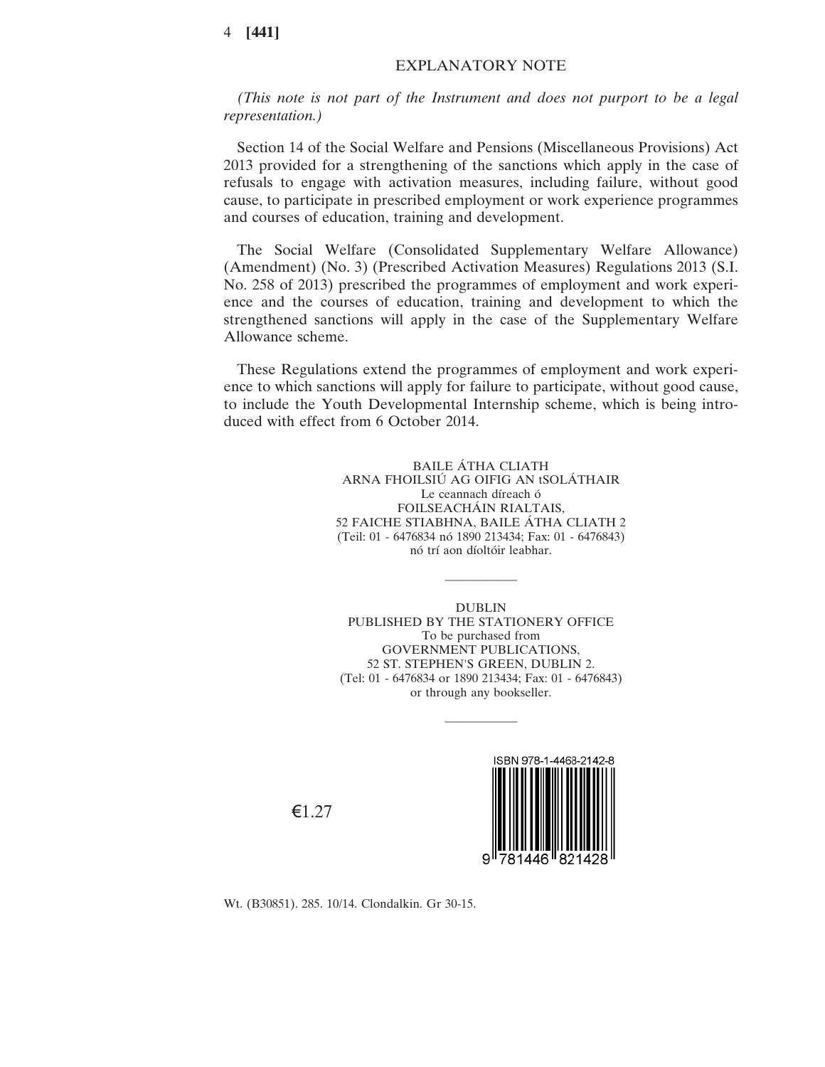## EXPLANATORY NOTE

*(This note is not part of the Instrument and does not purport to be a legal representation.)*

Section 14 of the Social Welfare and Pensions (Miscellaneous Provisions) Act 2013 provided for a strengthening of the sanctions which apply in the case of refusals to engage with activation measures, including failure, without good cause, to participate in prescribed employment or work experience programmes and courses of education, training and development.

The Social Welfare (Consolidated Supplementary Welfare Allowance) (Amendment) (No. 3) (Prescribed Activation Measures) Regulations 2013 (S.I. No. 258 of 2013) prescribed the programmes of employment and work experience and the courses of education, training and development to which the strengthened sanctions will apply in the case of the Supplementary Welfare Allowance scheme.

These Regulations extend the programmes of employment and work experience to which sanctions will apply for failure to participate, without good cause, to include the Youth Developmental Internship scheme, which is being introduced with effect from 6 October 2014.

BAILE ÁTHA CLIATH
ARNA FHOILSIÚ AG OIFIG AN tSOLÁTHAIR
Le ceannach díreach ó
FOILSEACHÁIN RIALTAIS,
52 FAICHE STIABHNA, BAILE ÁTHA CLIATH 2
(Teil: 01 - 6476834 nó 1890 213434; Fax: 01 - 6476843)
nó trí aon díoltóir leabhar.

---

DUBLIN
PUBLISHED BY THE STATIONERY OFFICE
To be purchased from
GOVERNMENT PUBLICATIONS,
52 ST. STEPHEN'S GREEN, DUBLIN 2.
(Tel: 01 - 6476834 or 1890 213434; Fax: 01 - 6476843)
or through any bookseller.

---

€1.27

ISBN 978-1-4468-2142-8

9 781446 821428

Wt. (B30851). 285. 10/14. Clondalkin. Gr 30-15.